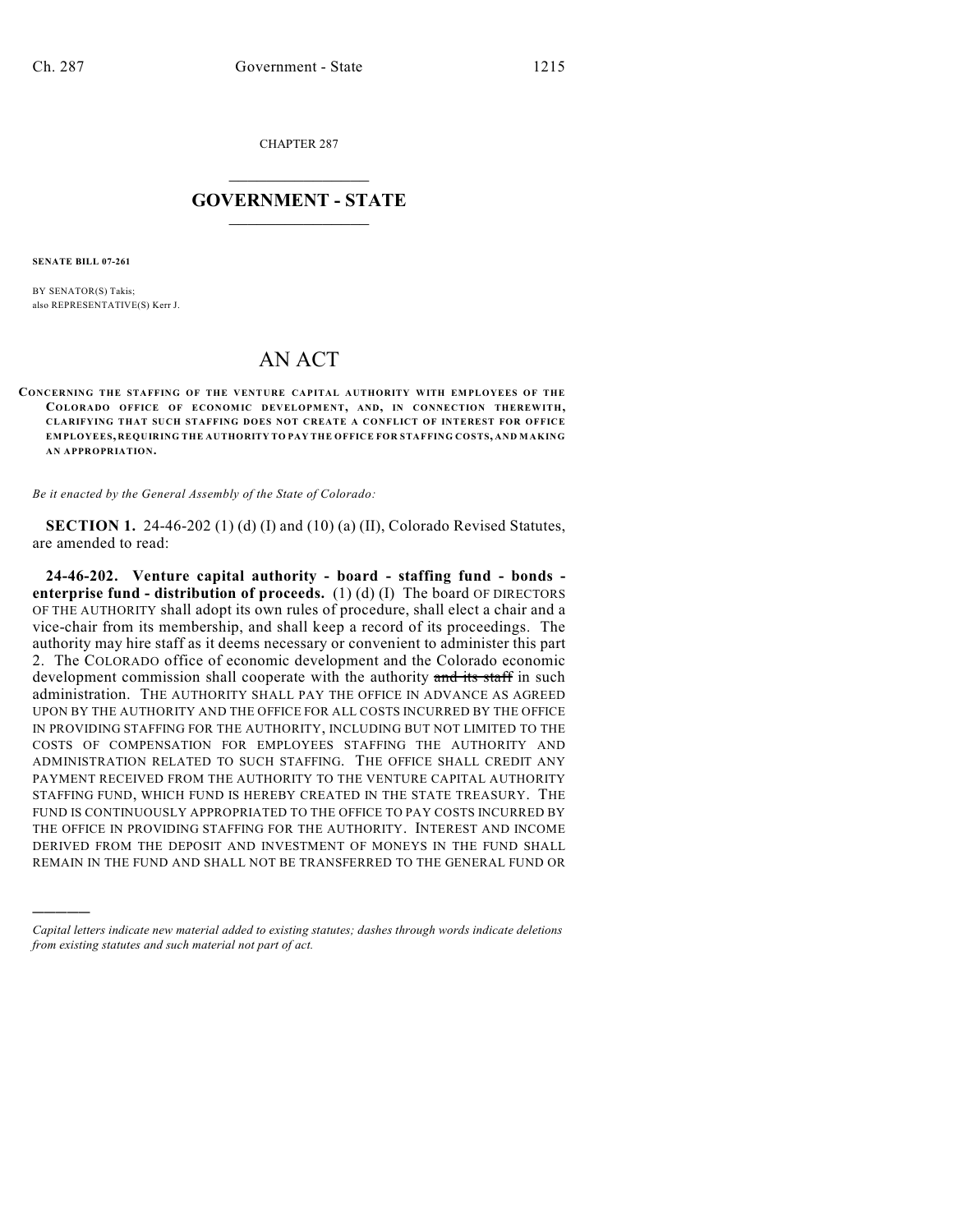CHAPTER 287

# GOVERNMENT - STATE

**SENATE BILL 07-261**

BY SENATOR(S) Takis;
also REPRESENTATIVE(S) Kerr J.

# AN ACT

**CONCERNING THE STAFFING OF THE VENTURE CAPITAL AUTHORITY WITH EMPLOYEES OF THE COLORADO OFFICE OF ECONOMIC DEVELOPMENT, AND, IN CONNECTION THEREWITH, CLARIFYING THAT SUCH STAFFING DOES NOT CREATE A CONFLICT OF INTEREST FOR OFFICE EMPLOYEES, REQUIRING THE AUTHORITY TO PAY THE OFFICE FOR STAFFING COSTS, AND MAKING AN APPROPRIATION.**

*Be it enacted by the General Assembly of the State of Colorado:*

**SECTION 1.** 24-46-202 (1) (d) (I) and (10) (a) (II), Colorado Revised Statutes, are amended to read:

**24-46-202. Venture capital authority - board - staffing fund - bonds - enterprise fund - distribution of proceeds.** (1) (d) (I) The board OF DIRECTORS OF THE AUTHORITY shall adopt its own rules of procedure, shall elect a chair and a vice-chair from its membership, and shall keep a record of its proceedings. The authority may hire staff as it deems necessary or convenient to administer this part 2. The COLORADO office of economic development and the Colorado economic development commission shall cooperate with the authority ~~and its staff~~ in such administration. THE AUTHORITY SHALL PAY THE OFFICE IN ADVANCE AS AGREED UPON BY THE AUTHORITY AND THE OFFICE FOR ALL COSTS INCURRED BY THE OFFICE IN PROVIDING STAFFING FOR THE AUTHORITY, INCLUDING BUT NOT LIMITED TO THE COSTS OF COMPENSATION FOR EMPLOYEES STAFFING THE AUTHORITY AND ADMINISTRATION RELATED TO SUCH STAFFING. THE OFFICE SHALL CREDIT ANY PAYMENT RECEIVED FROM THE AUTHORITY TO THE VENTURE CAPITAL AUTHORITY STAFFING FUND, WHICH FUND IS HEREBY CREATED IN THE STATE TREASURY. THE FUND IS CONTINUOUSLY APPROPRIATED TO THE OFFICE TO PAY COSTS INCURRED BY THE OFFICE IN PROVIDING STAFFING FOR THE AUTHORITY. INTEREST AND INCOME DERIVED FROM THE DEPOSIT AND INVESTMENT OF MONEYS IN THE FUND SHALL REMAIN IN THE FUND AND SHALL NOT BE TRANSFERRED TO THE GENERAL FUND OR

---

*Capital letters indicate new material added to existing statutes; dashes through words indicate deletions from existing statutes and such material not part of act.*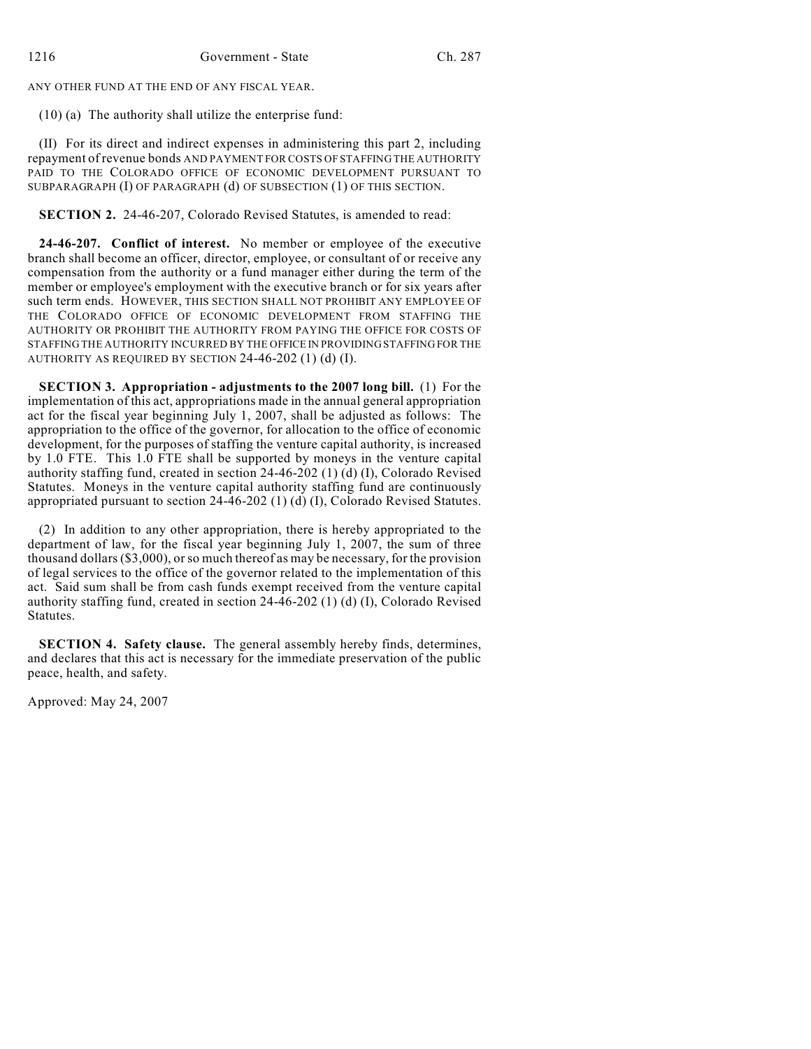ANY OTHER FUND AT THE END OF ANY FISCAL YEAR.

(10) (a) The authority shall utilize the enterprise fund:

(II) For its direct and indirect expenses in administering this part 2, including repayment of revenue bonds AND PAYMENT FOR COSTS OF STAFFING THE AUTHORITY PAID TO THE COLORADO OFFICE OF ECONOMIC DEVELOPMENT PURSUANT TO SUBPARAGRAPH (I) OF PARAGRAPH (d) OF SUBSECTION (1) OF THIS SECTION.

**SECTION 2.** 24-46-207, Colorado Revised Statutes, is amended to read:

**24-46-207. Conflict of interest.** No member or employee of the executive branch shall become an officer, director, employee, or consultant of or receive any compensation from the authority or a fund manager either during the term of the member or employee's employment with the executive branch or for six years after such term ends. HOWEVER, THIS SECTION SHALL NOT PROHIBIT ANY EMPLOYEE OF THE COLORADO OFFICE OF ECONOMIC DEVELOPMENT FROM STAFFING THE AUTHORITY OR PROHIBIT THE AUTHORITY FROM PAYING THE OFFICE FOR COSTS OF STAFFING THE AUTHORITY INCURRED BY THE OFFICE IN PROVIDING STAFFING FOR THE AUTHORITY AS REQUIRED BY SECTION 24-46-202 (1) (d) (I).

**SECTION 3. Appropriation - adjustments to the 2007 long bill.** (1) For the implementation of this act, appropriations made in the annual general appropriation act for the fiscal year beginning July 1, 2007, shall be adjusted as follows: The appropriation to the office of the governor, for allocation to the office of economic development, for the purposes of staffing the venture capital authority, is increased by 1.0 FTE. This 1.0 FTE shall be supported by moneys in the venture capital authority staffing fund, created in section 24-46-202 (1) (d) (I), Colorado Revised Statutes. Moneys in the venture capital authority staffing fund are continuously appropriated pursuant to section 24-46-202 (1) (d) (I), Colorado Revised Statutes.

(2) In addition to any other appropriation, there is hereby appropriated to the department of law, for the fiscal year beginning July 1, 2007, the sum of three thousand dollars ($3,000), or so much thereof as may be necessary, for the provision of legal services to the office of the governor related to the implementation of this act. Said sum shall be from cash funds exempt received from the venture capital authority staffing fund, created in section 24-46-202 (1) (d) (I), Colorado Revised Statutes.

**SECTION 4. Safety clause.** The general assembly hereby finds, determines, and declares that this act is necessary for the immediate preservation of the public peace, health, and safety.

Approved: May 24, 2007